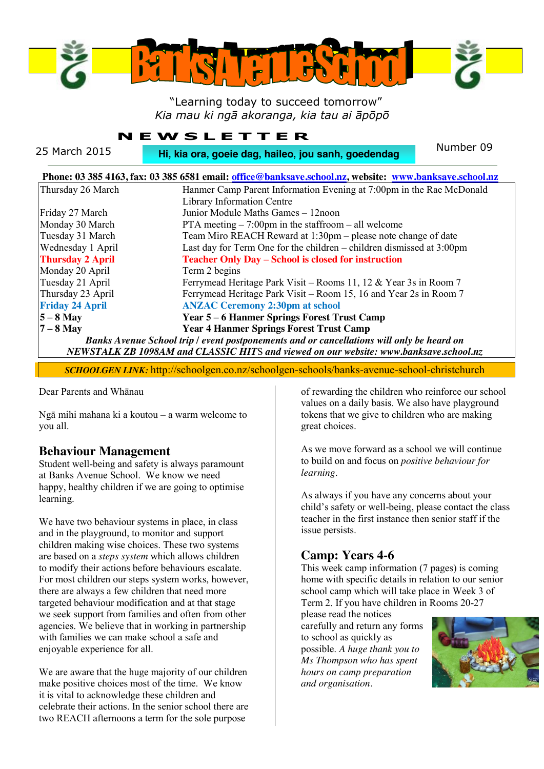# Banks Avenue School

"Learning today to succeed tomorrow"
*Kia mau ki ngā akoranga, kia tau ai āpōpō*

## NEWSLETTER

25 March 2015 — **Hi, kia ora, goeie dag, haileo, jou sanh, goedendag** — Number 09

**Phone: 03 385 4163, fax: 03 385 6581 email: office@banksave.school.nz, website: www.banksave.school.nz**

| Date | Event |
|---|---|
| Thursday 26 March | Hanmer Camp Parent Information Evening at 7:00pm in the Rae McDonald Library Information Centre |
| Friday 27 March | Junior Module Maths Games – 12noon |
| Monday 30 March | PTA meeting – 7:00pm in the staffroom – all welcome |
| Tuesday 31 March | Team Miro REACH Reward at 1:30pm – please note change of date |
| Wednesday 1 April | Last day for Term One for the children – children dismissed at 3:00pm |
| **Thursday 2 April** | **Teacher Only Day – School is closed for instruction** |
| Monday 20 April | Term 2 begins |
| Tuesday 21 April | Ferrymead Heritage Park Visit – Rooms 11, 12 & Year 3s in Room 7 |
| Thursday 23 April | Ferrymead Heritage Park Visit – Room 15, 16 and Year 2s in Room 7 |
| **Friday 24 April** | **ANZAC Ceremony 2:30pm at school** |
| **5 – 8 May** | **Year 5 – 6 Hanmer Springs Forest Trust Camp** |
| **7 – 8 May** | **Year 4 Hanmer Springs Forest Trust Camp** |

***Banks Avenue School trip / event postponements and or cancellations will only be heard on NEWSTALK ZB 1098AM and CLASSIC HITS and viewed on our website: www.banksave.school.nz***

***SCHOOLGEN LINK:*** http://schoolgen.co.nz/schoolgen-schools/banks-avenue-school-christchurch

Dear Parents and Whānau

Ngā mihi mahana ki a koutou – a warm welcome to you all.

## Behaviour Management

Student well-being and safety is always paramount at Banks Avenue School. We know we need happy, healthy children if we are going to optimise learning.

We have two behaviour systems in place, in class and in the playground, to monitor and support children making wise choices. These two systems are based on a *steps system* which allows children to modify their actions before behaviours escalate. For most children our steps system works, however, there are always a few children that need more targeted behaviour modification and at that stage we seek support from families and often from other agencies. We believe that in working in partnership with families we can make school a safe and enjoyable experience for all.

We are aware that the huge majority of our children make positive choices most of the time. We know it is vital to acknowledge these children and celebrate their actions. In the senior school there are two REACH afternoons a term for the sole purpose of rewarding the children who reinforce our school values on a daily basis. We also have playground tokens that we give to children who are making great choices.

As we move forward as a school we will continue to build on and focus on *positive behaviour for learning*.

As always if you have any concerns about your child's safety or well-being, please contact the class teacher in the first instance then senior staff if the issue persists.

## Camp: Years 4-6

This week camp information (7 pages) is coming home with specific details in relation to our senior school camp which will take place in Week 3 of Term 2. If you have children in Rooms 20-27 please read the notices carefully and return any forms to school as quickly as possible. *A huge thank you to Ms Thompson who has spent hours on camp preparation and organisation.*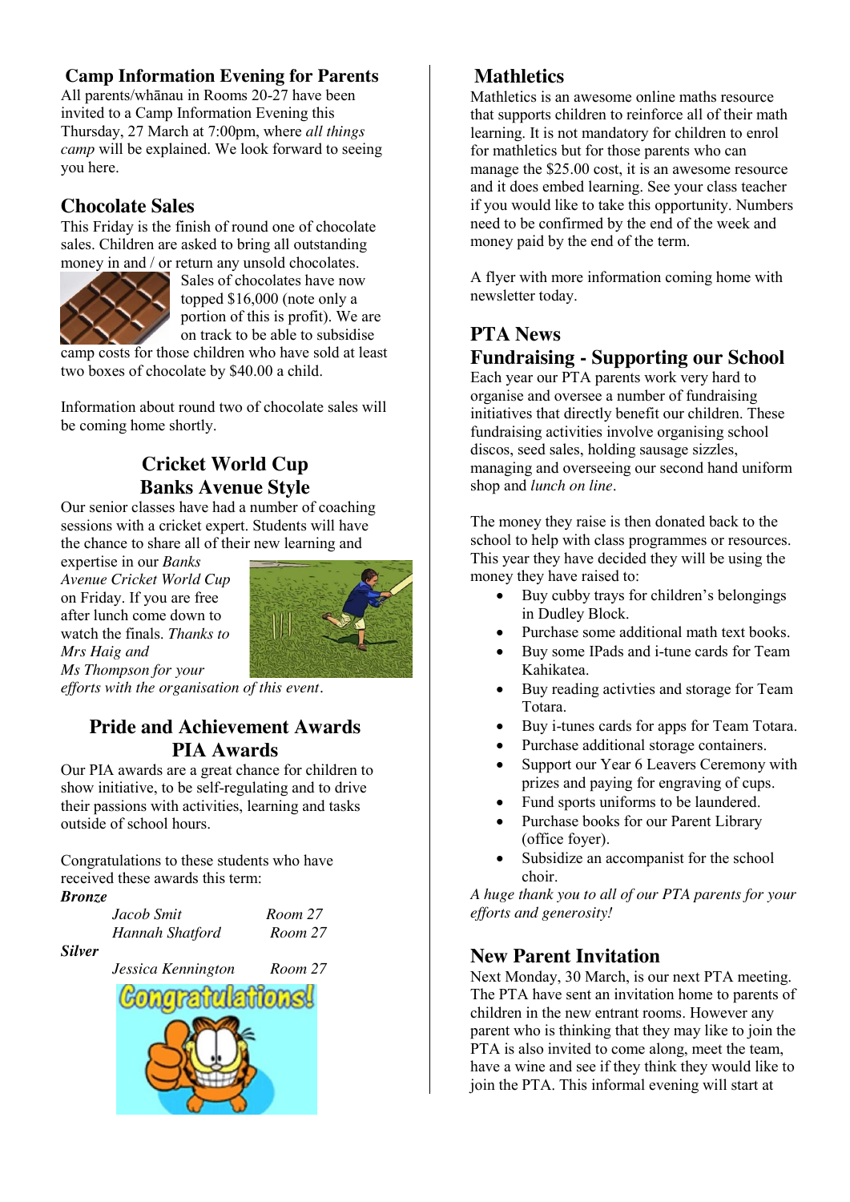## Camp Information Evening for Parents

All parents/whānau in Rooms 20-27 have been invited to a Camp Information Evening this Thursday, 27 March at 7:00pm, where *all things camp* will be explained. We look forward to seeing you here.

## Chocolate Sales

This Friday is the finish of round one of chocolate sales. Children are asked to bring all outstanding money in and / or return any unsold chocolates. Sales of chocolates have now topped $16,000 (note only a portion of this is profit). We are on track to be able to subsidise camp costs for those children who have sold at least two boxes of chocolate by $40.00 a child.

Information about round two of chocolate sales will be coming home shortly.

## Cricket World Cup Banks Avenue Style

Our senior classes have had a number of coaching sessions with a cricket expert. Students will have the chance to share all of their new learning and expertise in our *Banks Avenue Cricket World Cup* on Friday. If you are free after lunch come down to watch the finals. *Thanks to Mrs Haig and Ms Thompson for your efforts with the organisation of this event*.

## Pride and Achievement Awards PIA Awards

Our PIA awards are a great chance for children to show initiative, to be self-regulating and to drive their passions with activities, learning and tasks outside of school hours.

Congratulations to these students who have received these awards this term:

***Bronze***

| | |
|---|---|
| *Jacob Smit* | *Room 27* |
| *Hannah Shatford* | *Room 27* |

***Silver***

| | |
|---|---|
| *Jessica Kennington* | *Room 27* |

## Mathletics

Mathletics is an awesome online maths resource that supports children to reinforce all of their math learning. It is not mandatory for children to enrol for mathletics but for those parents who can manage the $25.00 cost, it is an awesome resource and it does embed learning. See your class teacher if you would like to take this opportunity. Numbers need to be confirmed by the end of the week and money paid by the end of the term.

A flyer with more information coming home with newsletter today.

## PTA News

## Fundraising - Supporting our School

Each year our PTA parents work very hard to organise and oversee a number of fundraising initiatives that directly benefit our children. These fundraising activities involve organising school discos, seed sales, holding sausage sizzles, managing and overseeing our second hand uniform shop and *lunch on line*.

The money they raise is then donated back to the school to help with class programmes or resources. This year they have decided they will be using the money they have raised to:

- Buy cubby trays for children's belongings in Dudley Block.
- Purchase some additional math text books.
- Buy some IPads and i-tune cards for Team Kahikatea.
- Buy reading activties and storage for Team Totara.
- Buy i-tunes cards for apps for Team Totara.
- Purchase additional storage containers.
- Support our Year 6 Leavers Ceremony with prizes and paying for engraving of cups.
- Fund sports uniforms to be laundered.
- Purchase books for our Parent Library (office foyer).
- Subsidize an accompanist for the school choir.

*A huge thank you to all of our PTA parents for your efforts and generosity!*

## New Parent Invitation

Next Monday, 30 March, is our next PTA meeting. The PTA have sent an invitation home to parents of children in the new entrant rooms. However any parent who is thinking that they may like to join the PTA is also invited to come along, meet the team, have a wine and see if they think they would like to join the PTA. This informal evening will start at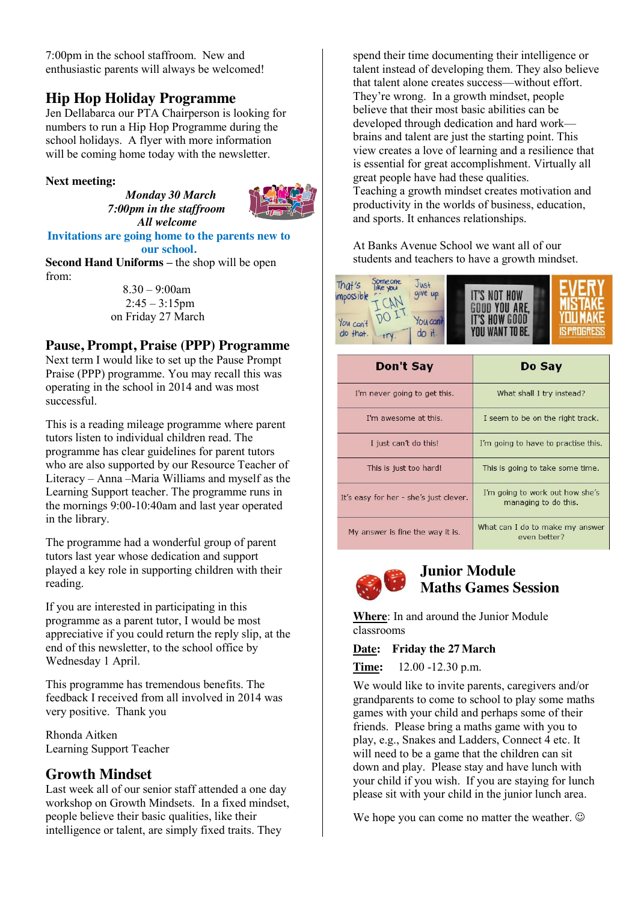7:00pm in the school staffroom. New and enthusiastic parents will always be welcomed!

## Hip Hop Holiday Programme

Jen Dellabarca our PTA Chairperson is looking for numbers to run a Hip Hop Programme during the school holidays. A flyer with more information will be coming home today with the newsletter.

**Next meeting:**

*Monday 30 March*
*7:00pm in the staffroom*
*All welcome*

**Invitations are going home to the parents new to our school.**

**Second Hand Uniforms** – the shop will be open from:

8.30 – 9:00am
2:45 – 3:15pm
on Friday 27 March

## Pause, Prompt, Praise (PPP) Programme

Next term I would like to set up the Pause Prompt Praise (PPP) programme. You may recall this was operating in the school in 2014 and was most successful.

This is a reading mileage programme where parent tutors listen to individual children read. The programme has clear guidelines for parent tutors who are also supported by our Resource Teacher of Literacy – Anna –Maria Williams and myself as the Learning Support teacher. The programme runs in the mornings 9:00-10:40am and last year operated in the library.

The programme had a wonderful group of parent tutors last year whose dedication and support played a key role in supporting children with their reading.

If you are interested in participating in this programme as a parent tutor, I would be most appreciative if you could return the reply slip, at the end of this newsletter, to the school office by Wednesday 1 April.

This programme has tremendous benefits. The feedback I received from all involved in 2014 was very positive. Thank you

Rhonda Aitken
Learning Support Teacher

## Growth Mindset

Last week all of our senior staff attended a one day workshop on Growth Mindsets. In a fixed mindset, people believe their basic qualities, like their intelligence or talent, are simply fixed traits. They spend their time documenting their intelligence or talent instead of developing them. They also believe that talent alone creates success—without effort. They're wrong. In a growth mindset, people believe that their most basic abilities can be developed through dedication and hard work—brains and talent are just the starting point. This view creates a love of learning and a resilience that is essential for great accomplishment. Virtually all great people have had these qualities.
Teaching a growth mindset creates motivation and productivity in the worlds of business, education, and sports. It enhances relationships.

At Banks Avenue School we want all of our students and teachers to have a growth mindset.

| Don't Say | Do Say |
|---|---|
| I'm never going to get this. | What shall I try instead? |
| I'm awesome at this. | I seem to be on the right track. |
| I just can't do this! | I'm going to have to practise this. |
| This is just too hard! | This is going to take some time. |
| It's easy for her - she's just clever. | I'm going to work out how she's managing to do this. |
| My answer is fine the way it is. | What can I do to make my answer even better? |

## Junior Module Maths Games Session

**Where**: In and around the Junior Module classrooms

**Date:** **Friday the 27 March**

**Time:** 12.00 -12.30 p.m.

We would like to invite parents, caregivers and/or grandparents to come to school to play some maths games with your child and perhaps some of their friends. Please bring a maths game with you to play, e.g., Snakes and Ladders, Connect 4 etc. It will need to be a game that the children can sit down and play. Please stay and have lunch with your child if you wish. If you are staying for lunch please sit with your child in the junior lunch area.

We hope you can come no matter the weather. ☺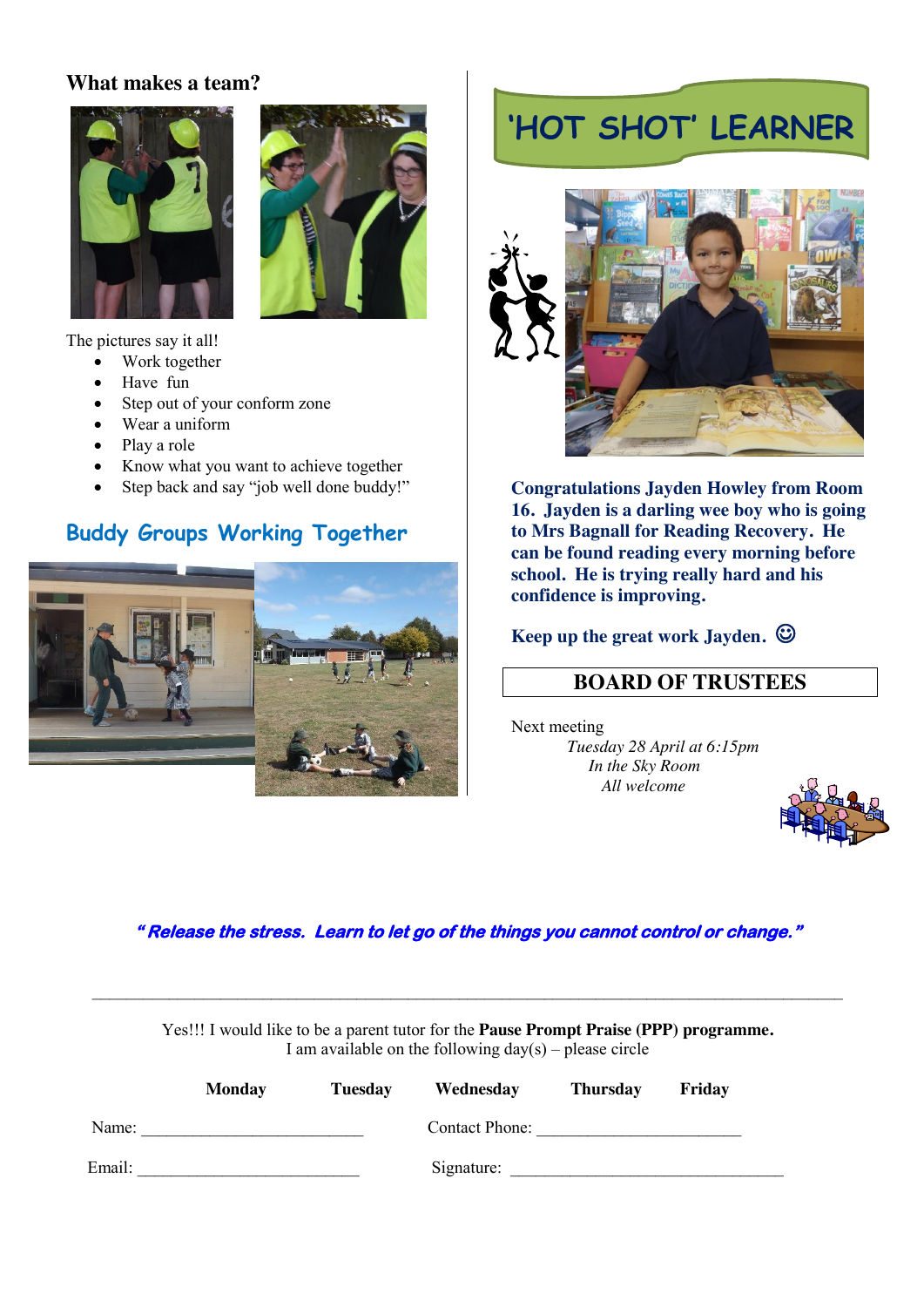## What makes a team?

The pictures say it all!

- Work together
- Have fun
- Step out of your conform zone
- Wear a uniform
- Play a role
- Know what you want to achieve together
- Step back and say "job well done buddy!"

## Buddy Groups Working Together

## 'HOT SHOT' LEARNER

**Congratulations Jayden Howley from Room 16. Jayden is a darling wee boy who is going to Mrs Bagnall for Reading Recovery. He can be found reading every morning before school. He is trying really hard and his confidence is improving.**

**Keep up the great work Jayden. ☺**

## BOARD OF TRUSTEES

Next meeting

*Tuesday 28 April at 6:15pm*
*In the Sky Room*
*All welcome*

***" Release the stress. Learn to let go of the things you cannot control or change."***

---

Yes!!! I would like to be a parent tutor for the **Pause Prompt Praise (PPP) programme.**
I am available on the following day(s) – please circle

**Monday** **Tuesday** **Wednesday** **Thursday** **Friday**

Name: ___________________________ Contact Phone: ________________________

Email: ___________________________ Signature: _________________________________